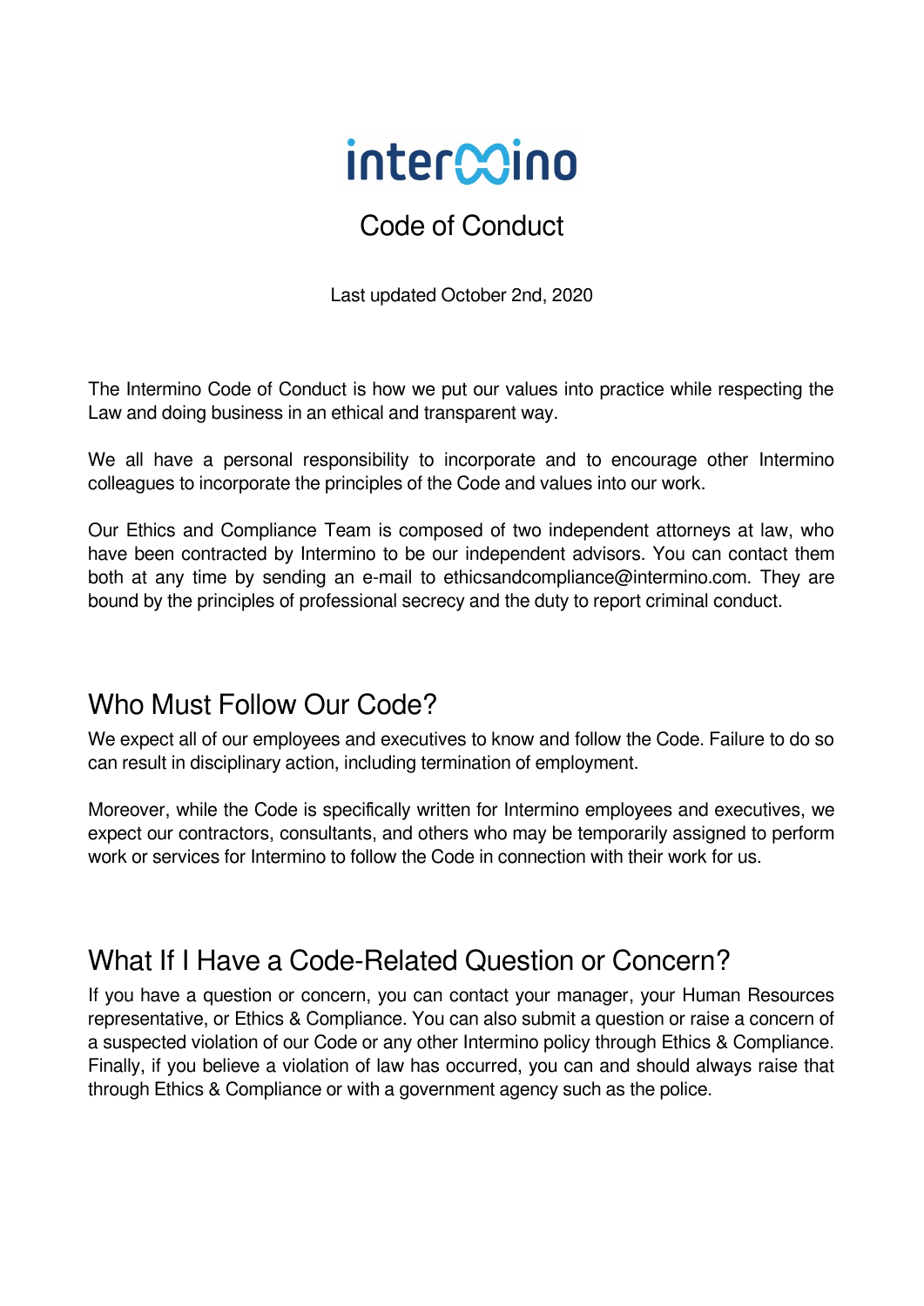# intermino

## Code of Conduct

Last updated October 2nd, 2020

The Intermino Code of Conduct is how we put our values into practice while respecting the Law and doing business in an ethical and transparent way.

We all have a personal responsibility to incorporate and to encourage other Intermino colleagues to incorporate the principles of the Code and values into our work.

Our Ethics and Compliance Team is composed of two independent attorneys at law, who have been contracted by Intermino to be our independent advisors. You can contact them both at any time by sending an e-mail to ethicsandcompliance@intermino.com. They are bound by the principles of professional secrecy and the duty to report criminal conduct.

## Who Must Follow Our Code?

We expect all of our employees and executives to know and follow the Code. Failure to do so can result in disciplinary action, including termination of employment.

Moreover, while the Code is specifically written for Intermino employees and executives, we expect our contractors, consultants, and others who may be temporarily assigned to perform work or services for Intermino to follow the Code in connection with their work for us.

## What If I Have a Code-Related Question or Concern?

If you have a question or concern, you can contact your manager, your Human Resources representative, or Ethics & Compliance. You can also submit a question or raise a concern of a suspected violation of our Code or any other Intermino policy through Ethics & Compliance. Finally, if you believe a violation of law has occurred, you can and should always raise that through Ethics & Compliance or with a government agency such as the police.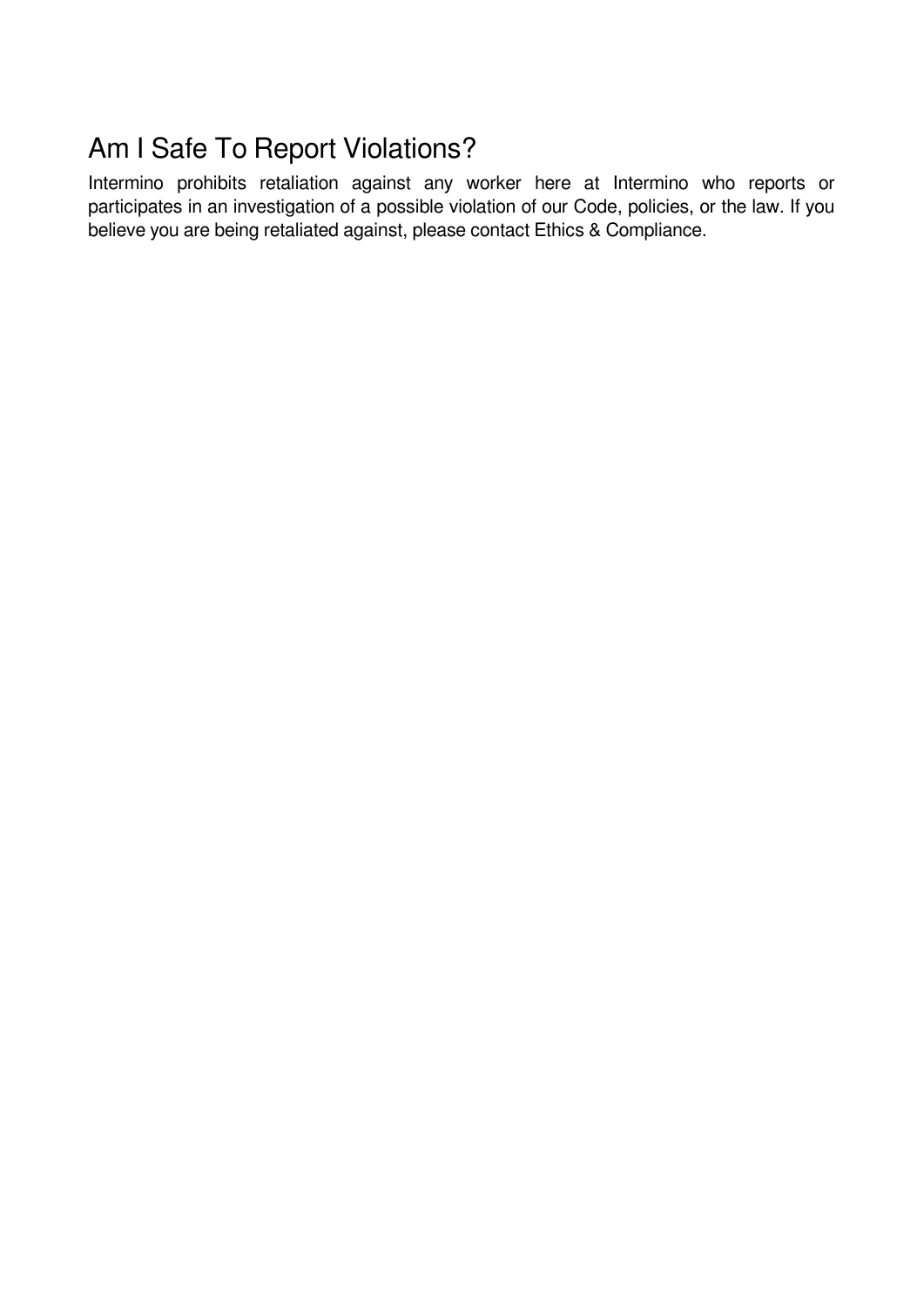## Am I Safe To Report Violations?

Intermino prohibits retaliation against any worker here at Intermino who reports or participates in an investigation of a possible violation of our Code, policies, or the law. If you believe you are being retaliated against, please contact Ethics & Compliance.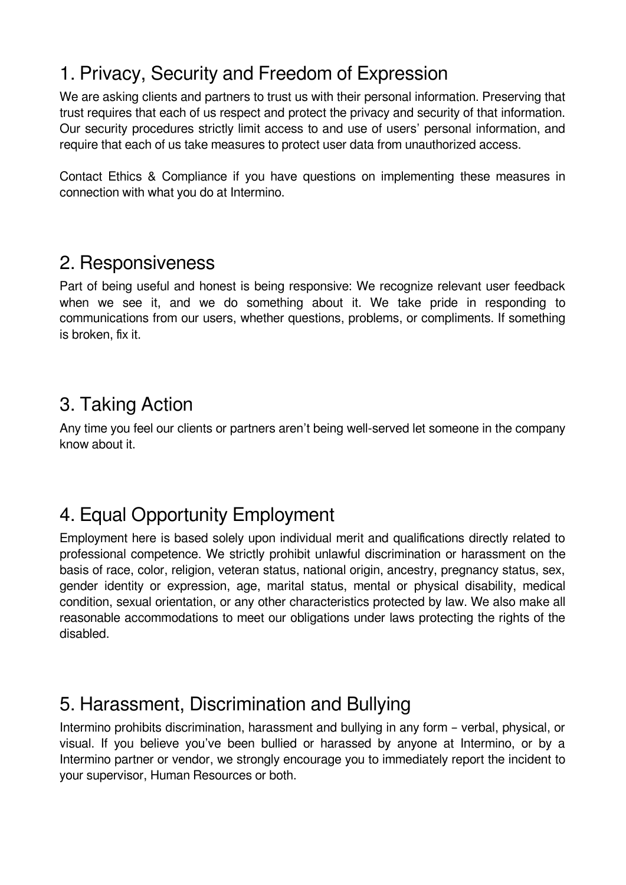## 1. Privacy, Security and Freedom of Expression

We are asking clients and partners to trust us with their personal information. Preserving that trust requires that each of us respect and protect the privacy and security of that information. Our security procedures strictly limit access to and use of users' personal information, and require that each of us take measures to protect user data from unauthorized access.

Contact Ethics & Compliance if you have questions on implementing these measures in connection with what you do at Intermino.

## 2. Responsiveness

Part of being useful and honest is being responsive: We recognize relevant user feedback when we see it, and we do something about it. We take pride in responding to communications from our users, whether questions, problems, or compliments. If something is broken, fix it.

## 3. Taking Action

Any time you feel our clients or partners aren't being well-served let someone in the company know about it.

## 4. Equal Opportunity Employment

Employment here is based solely upon individual merit and qualifications directly related to professional competence. We strictly prohibit unlawful discrimination or harassment on the basis of race, color, religion, veteran status, national origin, ancestry, pregnancy status, sex, gender identity or expression, age, marital status, mental or physical disability, medical condition, sexual orientation, or any other characteristics protected by law. We also make all reasonable accommodations to meet our obligations under laws protecting the rights of the disabled.

## 5. Harassment, Discrimination and Bullying

Intermino prohibits discrimination, harassment and bullying in any form – verbal, physical, or visual. If you believe you've been bullied or harassed by anyone at Intermino, or by a Intermino partner or vendor, we strongly encourage you to immediately report the incident to your supervisor, Human Resources or both.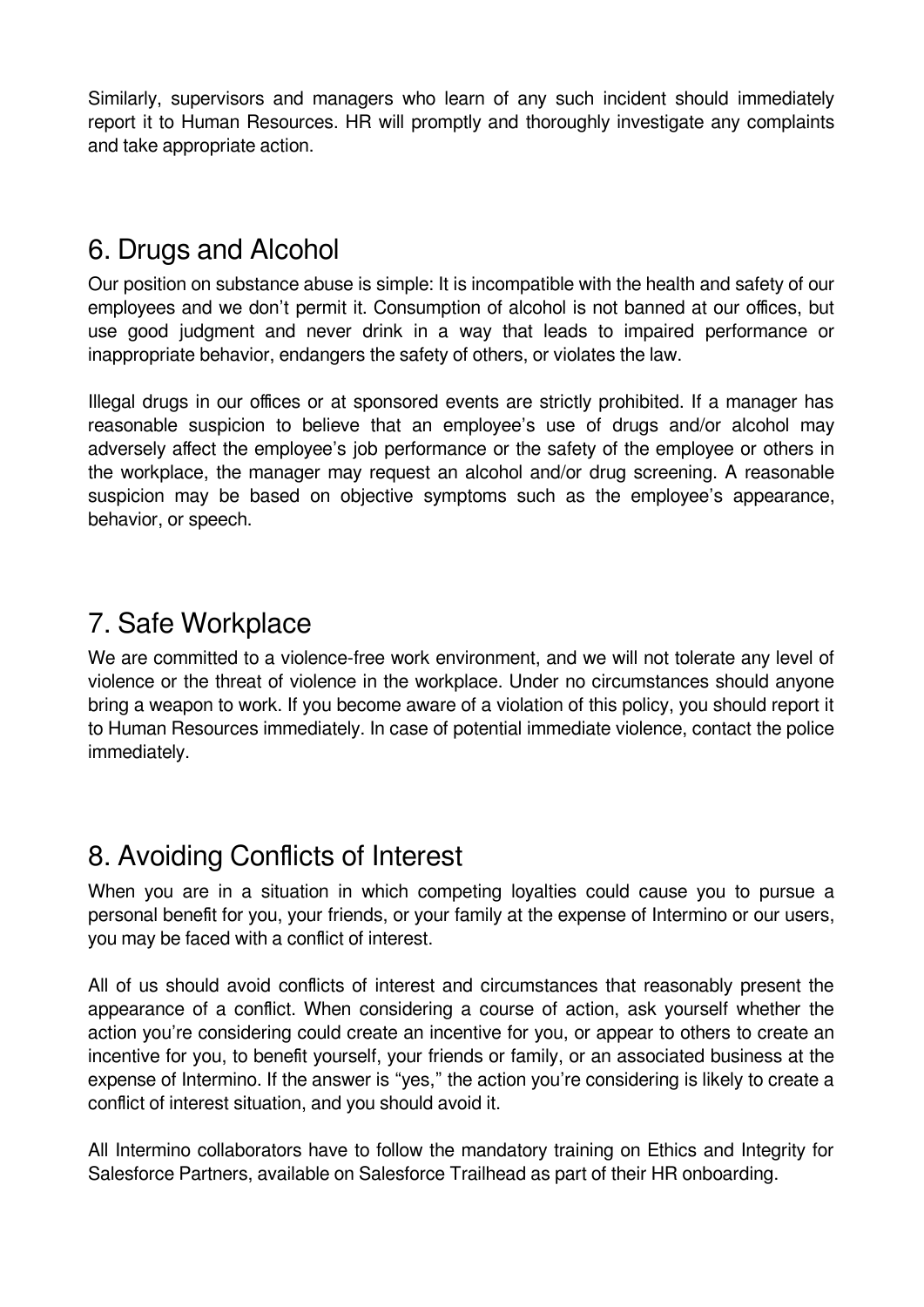Similarly, supervisors and managers who learn of any such incident should immediately report it to Human Resources. HR will promptly and thoroughly investigate any complaints and take appropriate action.

## 6. Drugs and Alcohol

Our position on substance abuse is simple: It is incompatible with the health and safety of our employees and we don't permit it. Consumption of alcohol is not banned at our offices, but use good judgment and never drink in a way that leads to impaired performance or inappropriate behavior, endangers the safety of others, or violates the law.

Illegal drugs in our offices or at sponsored events are strictly prohibited. If a manager has reasonable suspicion to believe that an employee's use of drugs and/or alcohol may adversely affect the employee's job performance or the safety of the employee or others in the workplace, the manager may request an alcohol and/or drug screening. A reasonable suspicion may be based on objective symptoms such as the employee's appearance, behavior, or speech.

## 7. Safe Workplace

We are committed to a violence-free work environment, and we will not tolerate any level of violence or the threat of violence in the workplace. Under no circumstances should anyone bring a weapon to work. If you become aware of a violation of this policy, you should report it to Human Resources immediately. In case of potential immediate violence, contact the police immediately.

## 8. Avoiding Conflicts of Interest

When you are in a situation in which competing loyalties could cause you to pursue a personal benefit for you, your friends, or your family at the expense of Intermino or our users, you may be faced with a conflict of interest.

All of us should avoid conflicts of interest and circumstances that reasonably present the appearance of a conflict. When considering a course of action, ask yourself whether the action you're considering could create an incentive for you, or appear to others to create an incentive for you, to benefit yourself, your friends or family, or an associated business at the expense of Intermino. If the answer is "yes," the action you're considering is likely to create a conflict of interest situation, and you should avoid it.

All Intermino collaborators have to follow the mandatory training on Ethics and Integrity for Salesforce Partners, available on Salesforce Trailhead as part of their HR onboarding.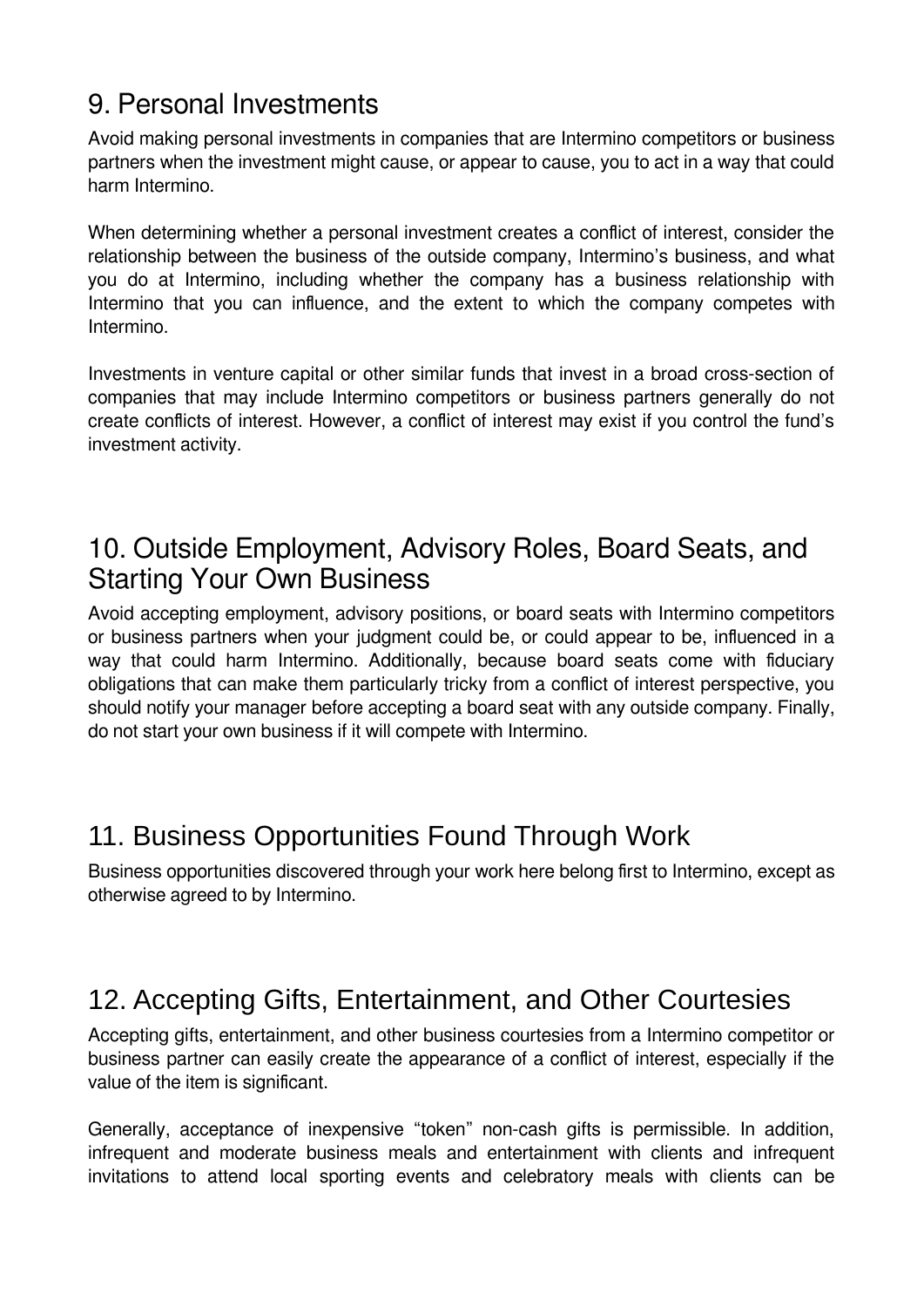## 9. Personal Investments

Avoid making personal investments in companies that are Intermino competitors or business partners when the investment might cause, or appear to cause, you to act in a way that could harm Intermino.

When determining whether a personal investment creates a conflict of interest, consider the relationship between the business of the outside company, Intermino's business, and what you do at Intermino, including whether the company has a business relationship with Intermino that you can influence, and the extent to which the company competes with Intermino.

Investments in venture capital or other similar funds that invest in a broad cross-section of companies that may include Intermino competitors or business partners generally do not create conflicts of interest. However, a conflict of interest may exist if you control the fund's investment activity.

## 10. Outside Employment, Advisory Roles, Board Seats, and Starting Your Own Business

Avoid accepting employment, advisory positions, or board seats with Intermino competitors or business partners when your judgment could be, or could appear to be, influenced in a way that could harm Intermino. Additionally, because board seats come with fiduciary obligations that can make them particularly tricky from a conflict of interest perspective, you should notify your manager before accepting a board seat with any outside company. Finally, do not start your own business if it will compete with Intermino.

## 11. Business Opportunities Found Through Work

Business opportunities discovered through your work here belong first to Intermino, except as otherwise agreed to by Intermino.

## 12. Accepting Gifts, Entertainment, and Other Courtesies

Accepting gifts, entertainment, and other business courtesies from a Intermino competitor or business partner can easily create the appearance of a conflict of interest, especially if the value of the item is significant.

Generally, acceptance of inexpensive "token" non-cash gifts is permissible. In addition, infrequent and moderate business meals and entertainment with clients and infrequent invitations to attend local sporting events and celebratory meals with clients can be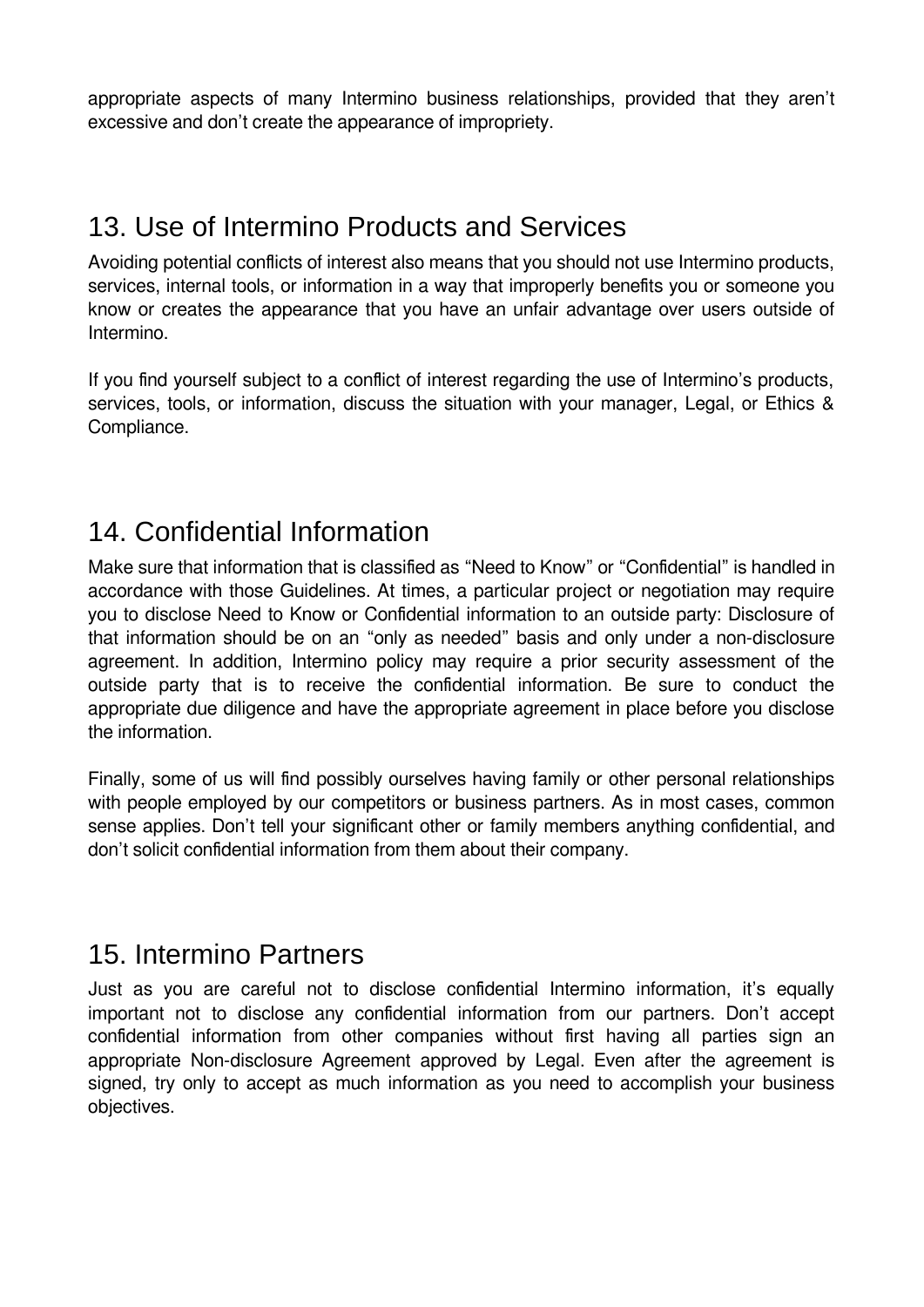appropriate aspects of many Intermino business relationships, provided that they aren't excessive and don't create the appearance of impropriety.

## 13. Use of Intermino Products and Services

Avoiding potential conflicts of interest also means that you should not use Intermino products, services, internal tools, or information in a way that improperly benefits you or someone you know or creates the appearance that you have an unfair advantage over users outside of Intermino.

If you find yourself subject to a conflict of interest regarding the use of Intermino's products, services, tools, or information, discuss the situation with your manager, Legal, or Ethics & Compliance.

## 14. Confidential Information

Make sure that information that is classified as "Need to Know" or "Confidential" is handled in accordance with those Guidelines. At times, a particular project or negotiation may require you to disclose Need to Know or Confidential information to an outside party: Disclosure of that information should be on an "only as needed" basis and only under a non-disclosure agreement. In addition, Intermino policy may require a prior security assessment of the outside party that is to receive the confidential information. Be sure to conduct the appropriate due diligence and have the appropriate agreement in place before you disclose the information.

Finally, some of us will find possibly ourselves having family or other personal relationships with people employed by our competitors or business partners. As in most cases, common sense applies. Don't tell your significant other or family members anything confidential, and don't solicit confidential information from them about their company.

## 15. Intermino Partners

Just as you are careful not to disclose confidential Intermino information, it's equally important not to disclose any confidential information from our partners. Don't accept confidential information from other companies without first having all parties sign an appropriate Non-disclosure Agreement approved by Legal. Even after the agreement is signed, try only to accept as much information as you need to accomplish your business objectives.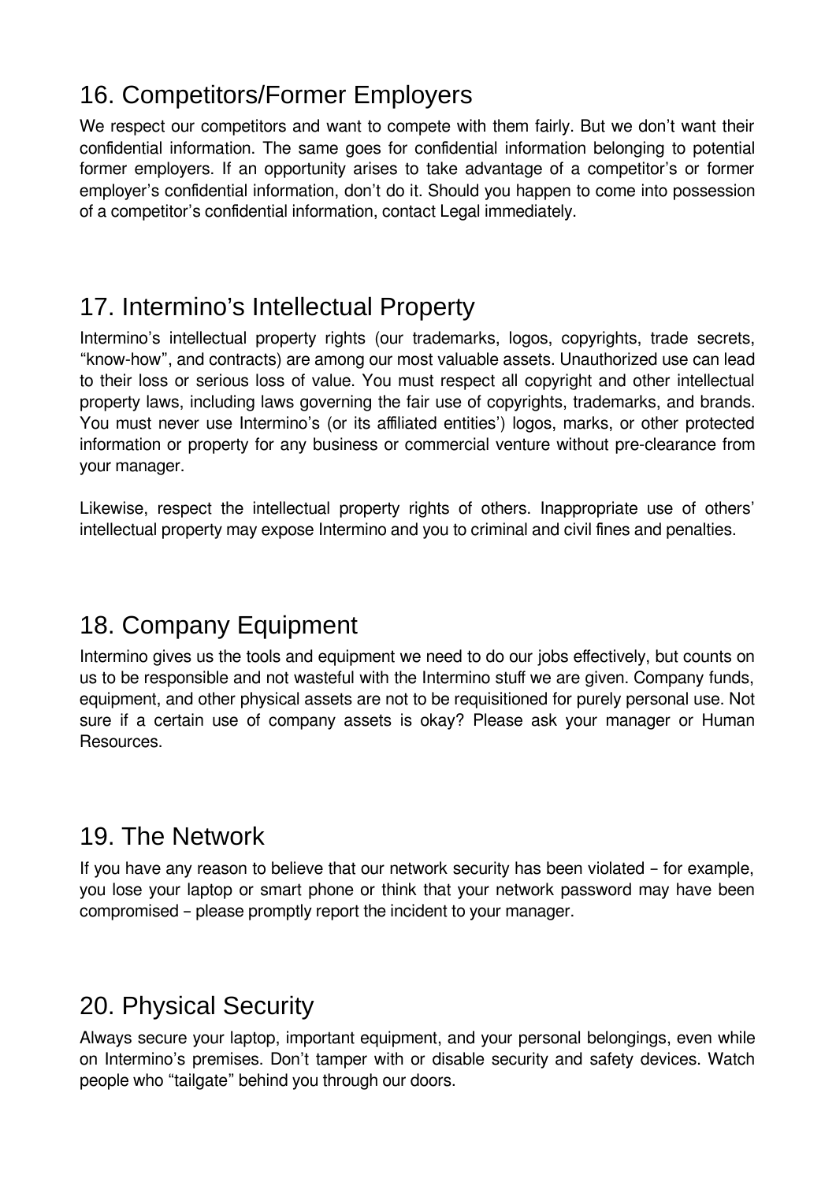## 16. Competitors/Former Employers

We respect our competitors and want to compete with them fairly. But we don't want their confidential information. The same goes for confidential information belonging to potential former employers. If an opportunity arises to take advantage of a competitor's or former employer's confidential information, don't do it. Should you happen to come into possession of a competitor's confidential information, contact Legal immediately.

## 17. Intermino's Intellectual Property

Intermino's intellectual property rights (our trademarks, logos, copyrights, trade secrets, "know-how", and contracts) are among our most valuable assets. Unauthorized use can lead to their loss or serious loss of value. You must respect all copyright and other intellectual property laws, including laws governing the fair use of copyrights, trademarks, and brands. You must never use Intermino's (or its affiliated entities') logos, marks, or other protected information or property for any business or commercial venture without pre-clearance from your manager.

Likewise, respect the intellectual property rights of others. Inappropriate use of others' intellectual property may expose Intermino and you to criminal and civil fines and penalties.

## 18. Company Equipment

Intermino gives us the tools and equipment we need to do our jobs effectively, but counts on us to be responsible and not wasteful with the Intermino stuff we are given. Company funds, equipment, and other physical assets are not to be requisitioned for purely personal use. Not sure if a certain use of company assets is okay? Please ask your manager or Human Resources.

## 19. The Network

If you have any reason to believe that our network security has been violated – for example, you lose your laptop or smart phone or think that your network password may have been compromised – please promptly report the incident to your manager.

## 20. Physical Security

Always secure your laptop, important equipment, and your personal belongings, even while on Intermino's premises. Don't tamper with or disable security and safety devices. Watch people who "tailgate" behind you through our doors.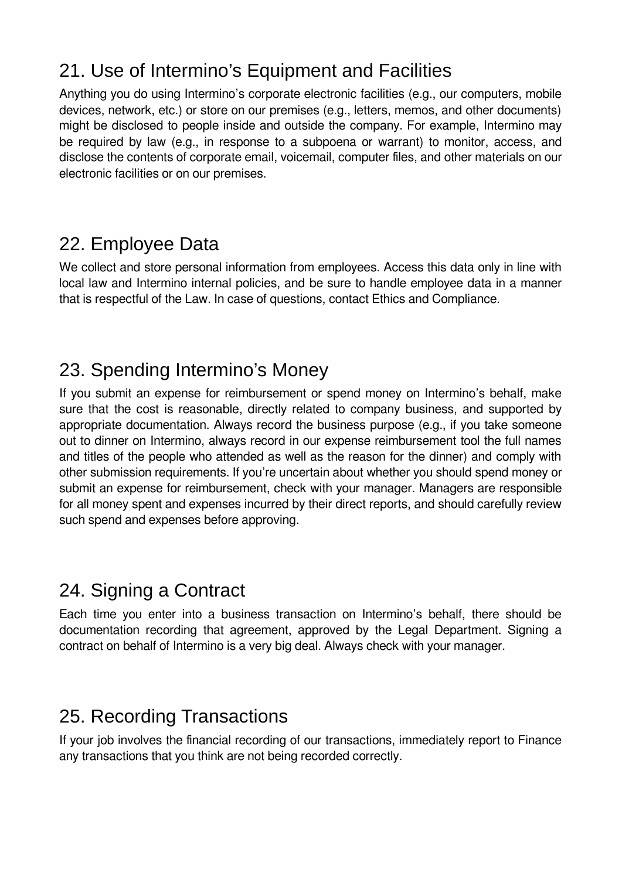## 21. Use of Intermino's Equipment and Facilities

Anything you do using Intermino's corporate electronic facilities (e.g., our computers, mobile devices, network, etc.) or store on our premises (e.g., letters, memos, and other documents) might be disclosed to people inside and outside the company. For example, Intermino may be required by law (e.g., in response to a subpoena or warrant) to monitor, access, and disclose the contents of corporate email, voicemail, computer files, and other materials on our electronic facilities or on our premises.

## 22. Employee Data

We collect and store personal information from employees. Access this data only in line with local law and Intermino internal policies, and be sure to handle employee data in a manner that is respectful of the Law. In case of questions, contact Ethics and Compliance.

## 23. Spending Intermino's Money

If you submit an expense for reimbursement or spend money on Intermino's behalf, make sure that the cost is reasonable, directly related to company business, and supported by appropriate documentation. Always record the business purpose (e.g., if you take someone out to dinner on Intermino, always record in our expense reimbursement tool the full names and titles of the people who attended as well as the reason for the dinner) and comply with other submission requirements. If you're uncertain about whether you should spend money or submit an expense for reimbursement, check with your manager. Managers are responsible for all money spent and expenses incurred by their direct reports, and should carefully review such spend and expenses before approving.

## 24. Signing a Contract

Each time you enter into a business transaction on Intermino's behalf, there should be documentation recording that agreement, approved by the Legal Department. Signing a contract on behalf of Intermino is a very big deal. Always check with your manager.

## 25. Recording Transactions

If your job involves the financial recording of our transactions, immediately report to Finance any transactions that you think are not being recorded correctly.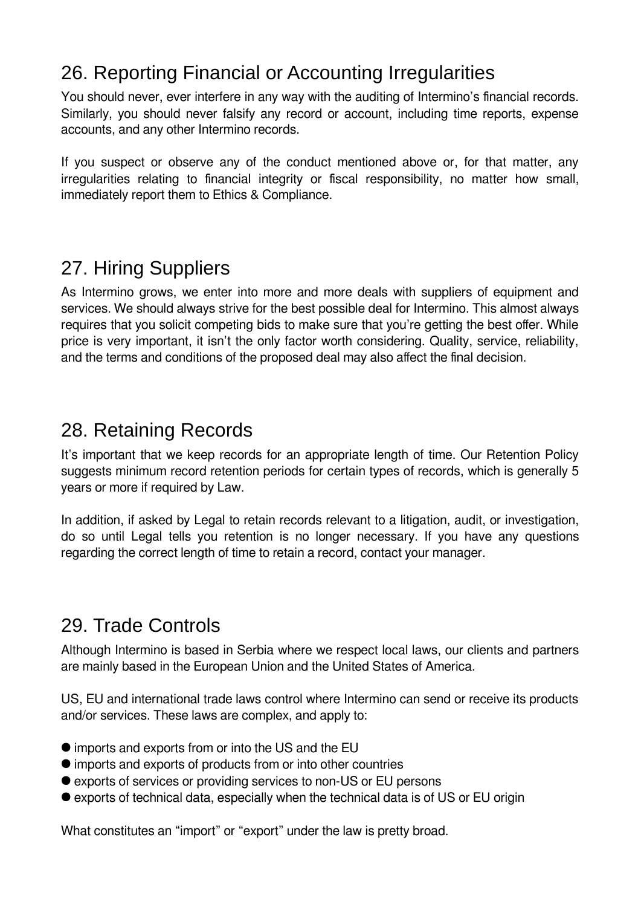## 26. Reporting Financial or Accounting Irregularities

You should never, ever interfere in any way with the auditing of Intermino's financial records. Similarly, you should never falsify any record or account, including time reports, expense accounts, and any other Intermino records.

If you suspect or observe any of the conduct mentioned above or, for that matter, any irregularities relating to financial integrity or fiscal responsibility, no matter how small, immediately report them to Ethics & Compliance.

## 27. Hiring Suppliers

As Intermino grows, we enter into more and more deals with suppliers of equipment and services. We should always strive for the best possible deal for Intermino. This almost always requires that you solicit competing bids to make sure that you're getting the best offer. While price is very important, it isn't the only factor worth considering. Quality, service, reliability, and the terms and conditions of the proposed deal may also affect the final decision.

## 28. Retaining Records

It's important that we keep records for an appropriate length of time. Our Retention Policy suggests minimum record retention periods for certain types of records, which is generally 5 years or more if required by Law.

In addition, if asked by Legal to retain records relevant to a litigation, audit, or investigation, do so until Legal tells you retention is no longer necessary. If you have any questions regarding the correct length of time to retain a record, contact your manager.

## 29. Trade Controls

Although Intermino is based in Serbia where we respect local laws, our clients and partners are mainly based in the European Union and the United States of America.

US, EU and international trade laws control where Intermino can send or receive its products and/or services. These laws are complex, and apply to:

- imports and exports from or into the US and the EU
- imports and exports of products from or into other countries
- exports of services or providing services to non-US or EU persons
- exports of technical data, especially when the technical data is of US or EU origin

What constitutes an "import" or "export" under the law is pretty broad.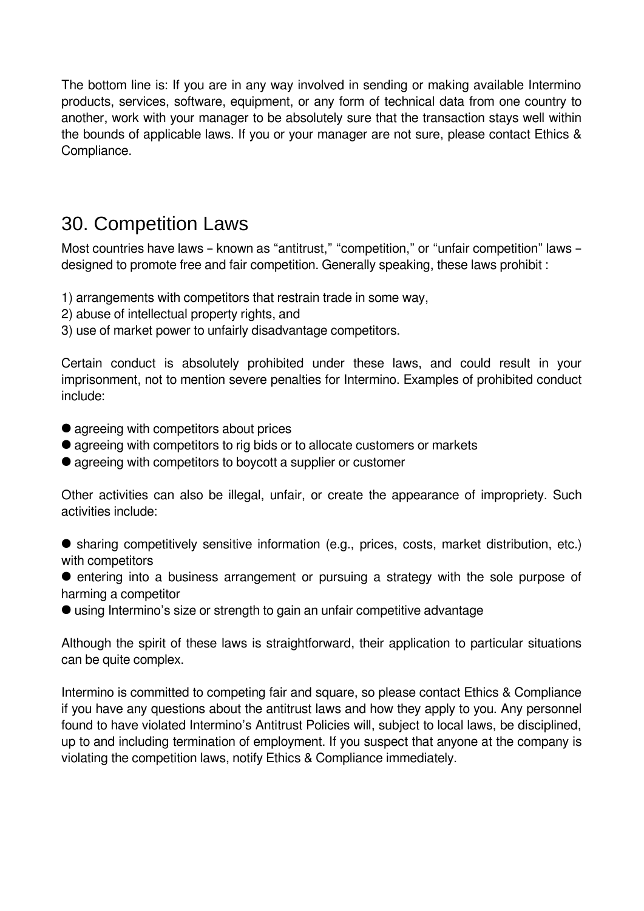The bottom line is: If you are in any way involved in sending or making available Intermino products, services, software, equipment, or any form of technical data from one country to another, work with your manager to be absolutely sure that the transaction stays well within the bounds of applicable laws. If you or your manager are not sure, please contact Ethics & Compliance.

## 30. Competition Laws

Most countries have laws – known as “antitrust,” “competition,” or “unfair competition” laws – designed to promote free and fair competition. Generally speaking, these laws prohibit :

1) arrangements with competitors that restrain trade in some way,
2) abuse of intellectual property rights, and
3) use of market power to unfairly disadvantage competitors.

Certain conduct is absolutely prohibited under these laws, and could result in your imprisonment, not to mention severe penalties for Intermino. Examples of prohibited conduct include:

- agreeing with competitors about prices
- agreeing with competitors to rig bids or to allocate customers or markets
- agreeing with competitors to boycott a supplier or customer

Other activities can also be illegal, unfair, or create the appearance of impropriety. Such activities include:

- sharing competitively sensitive information (e.g., prices, costs, market distribution, etc.) with competitors
- entering into a business arrangement or pursuing a strategy with the sole purpose of harming a competitor
- using Intermino’s size or strength to gain an unfair competitive advantage

Although the spirit of these laws is straightforward, their application to particular situations can be quite complex.

Intermino is committed to competing fair and square, so please contact Ethics & Compliance if you have any questions about the antitrust laws and how they apply to you. Any personnel found to have violated Intermino’s Antitrust Policies will, subject to local laws, be disciplined, up to and including termination of employment. If you suspect that anyone at the company is violating the competition laws, notify Ethics & Compliance immediately.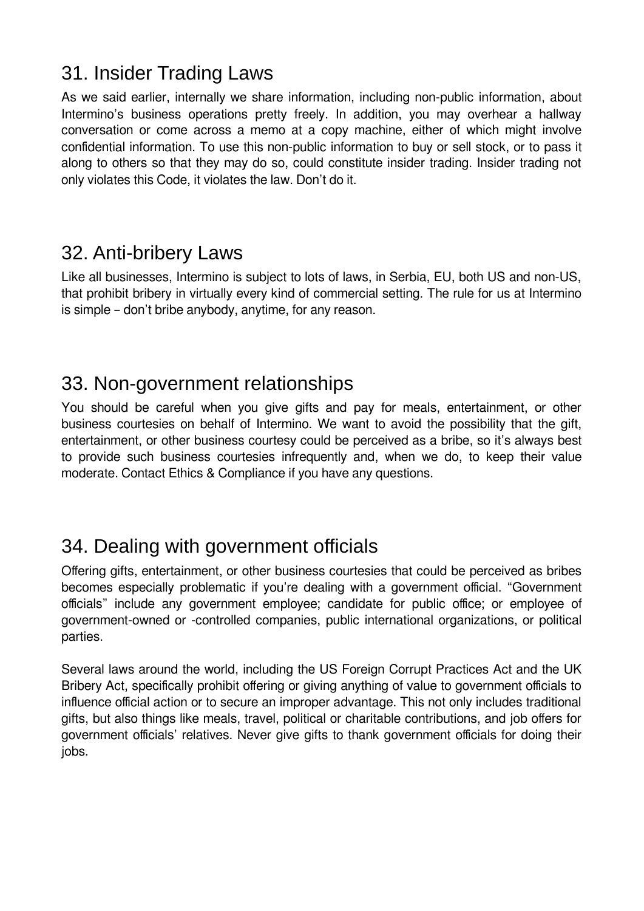## 31. Insider Trading Laws

As we said earlier, internally we share information, including non-public information, about Intermino's business operations pretty freely. In addition, you may overhear a hallway conversation or come across a memo at a copy machine, either of which might involve confidential information. To use this non-public information to buy or sell stock, or to pass it along to others so that they may do so, could constitute insider trading. Insider trading not only violates this Code, it violates the law. Don't do it.

## 32. Anti-bribery Laws

Like all businesses, Intermino is subject to lots of laws, in Serbia, EU, both US and non-US, that prohibit bribery in virtually every kind of commercial setting. The rule for us at Intermino is simple – don't bribe anybody, anytime, for any reason.

## 33. Non-government relationships

You should be careful when you give gifts and pay for meals, entertainment, or other business courtesies on behalf of Intermino. We want to avoid the possibility that the gift, entertainment, or other business courtesy could be perceived as a bribe, so it's always best to provide such business courtesies infrequently and, when we do, to keep their value moderate. Contact Ethics & Compliance if you have any questions.

## 34. Dealing with government officials

Offering gifts, entertainment, or other business courtesies that could be perceived as bribes becomes especially problematic if you're dealing with a government official. "Government officials" include any government employee; candidate for public office; or employee of government-owned or -controlled companies, public international organizations, or political parties.

Several laws around the world, including the US Foreign Corrupt Practices Act and the UK Bribery Act, specifically prohibit offering or giving anything of value to government officials to influence official action or to secure an improper advantage. This not only includes traditional gifts, but also things like meals, travel, political or charitable contributions, and job offers for government officials' relatives. Never give gifts to thank government officials for doing their jobs.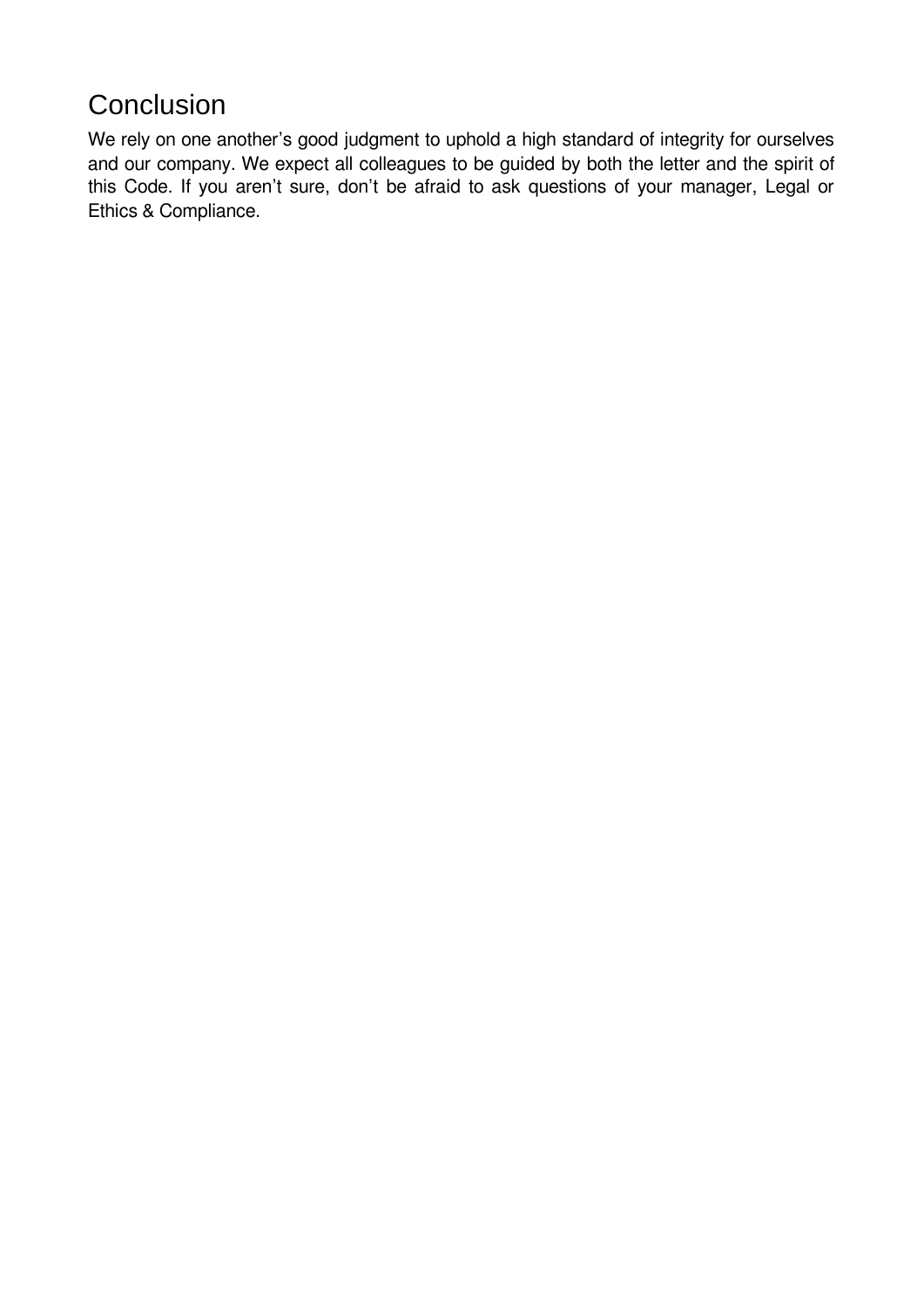## Conclusion

We rely on one another's good judgment to uphold a high standard of integrity for ourselves and our company. We expect all colleagues to be guided by both the letter and the spirit of this Code. If you aren't sure, don't be afraid to ask questions of your manager, Legal or Ethics & Compliance.